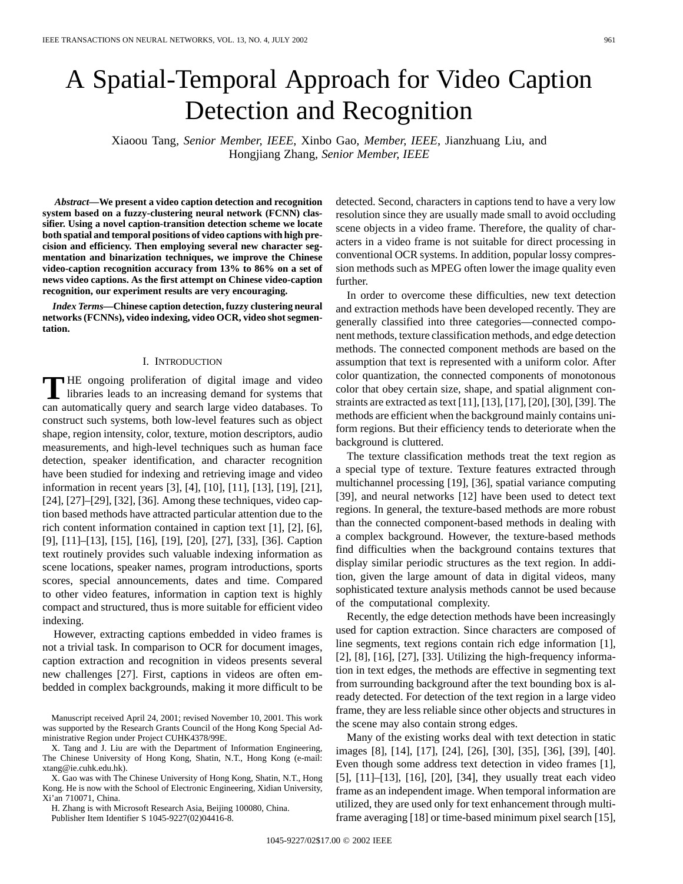# A Spatial-Temporal Approach for Video Caption Detection and Recognition

Xiaoou Tang, *Senior Member, IEEE*, Xinbo Gao, *Member, IEEE*, Jianzhuang Liu, and Hongjiang Zhang, *Senior Member, IEEE*

***Abstract*—We present a video caption detection and recognition system based on a fuzzy-clustering neural network (FCNN) classifier. Using a novel caption-transition detection scheme we locate both spatial and temporal positions of video captions with high precision and efficiency. Then employing several new character segmentation and binarization techniques, we improve the Chinese video-caption recognition accuracy from 13% to 86% on a set of news video captions. As the first attempt on Chinese video-caption recognition, our experiment results are very encouraging.**

***Index Terms*—Chinese caption detection, fuzzy clustering neural networks (FCNNs), video indexing, video OCR, video shot segmentation.**

## I. Introduction

The ongoing proliferation of digital image and video libraries leads to an increasing demand for systems that can automatically query and search large video databases. To construct such systems, both low-level features such as object shape, region intensity, color, texture, motion descriptors, audio measurements, and high-level techniques such as human face detection, speaker identification, and character recognition have been studied for indexing and retrieving image and video information in recent years [3], [4], [10], [11], [13], [19], [21], [24], [27]–[29], [32], [36]. Among these techniques, video caption based methods have attracted particular attention due to the rich content information contained in caption text [1], [2], [6], [9], [11]–[13], [15], [16], [19], [20], [27], [33], [36]. Caption text routinely provides such valuable indexing information as scene locations, speaker names, program introductions, sports scores, special announcements, dates and time. Compared to other video features, information in caption text is highly compact and structured, thus is more suitable for efficient video indexing.

However, extracting captions embedded in video frames is not a trivial task. In comparison to OCR for document images, caption extraction and recognition in videos presents several new challenges [27]. First, captions in videos are often embedded in complex backgrounds, making it more difficult to be detected. Second, characters in captions tend to have a very low resolution since they are usually made small to avoid occluding scene objects in a video frame. Therefore, the quality of characters in a video frame is not suitable for direct processing in conventional OCR systems. In addition, popular lossy compression methods such as MPEG often lower the image quality even further.

In order to overcome these difficulties, new text detection and extraction methods have been developed recently. They are generally classified into three categories—connected component methods, texture classification methods, and edge detection methods. The connected component methods are based on the assumption that text is represented with a uniform color. After color quantization, the connected components of monotonous color that obey certain size, shape, and spatial alignment constraints are extracted as text [11], [13], [17], [20], [30], [39]. The methods are efficient when the background mainly contains uniform regions. But their efficiency tends to deteriorate when the background is cluttered.

The texture classification methods treat the text region as a special type of texture. Texture features extracted through multichannel processing [19], [36], spatial variance computing [39], and neural networks [12] have been used to detect text regions. In general, the texture-based methods are more robust than the connected component-based methods in dealing with a complex background. However, the texture-based methods find difficulties when the background contains textures that display similar periodic structures as the text region. In addition, given the large amount of data in digital videos, many sophisticated texture analysis methods cannot be used because of the computational complexity.

Recently, the edge detection methods have been increasingly used for caption extraction. Since characters are composed of line segments, text regions contain rich edge information [1], [2], [8], [16], [27], [33]. Utilizing the high-frequency information in text edges, the methods are effective in segmenting text from surrounding background after the text bounding box is already detected. For detection of the text region in a large video frame, they are less reliable since other objects and structures in the scene may also contain strong edges.

Many of the existing works deal with text detection in static images [8], [14], [17], [24], [26], [30], [35], [36], [39], [40]. Even though some address text detection in video frames [1], [5], [11]–[13], [16], [20], [34], they usually treat each video frame as an independent image. When temporal information are utilized, they are used only for text enhancement through multi-frame averaging [18] or time-based minimum pixel search [15],

Manuscript received April 24, 2001; revised November 10, 2001. This work was supported by the Research Grants Council of the Hong Kong Special Administrative Region under Project CUHK4378/99E.

X. Tang and J. Liu are with the Department of Information Engineering, The Chinese University of Hong Kong, Shatin, N.T., Hong Kong (e-mail: xtang@ie.cuhk.edu.hk).

X. Gao was with The Chinese University of Hong Kong, Shatin, N.T., Hong Kong. He is now with the School of Electronic Engineering, Xidian University, Xi'an 710071, China.

H. Zhang is with Microsoft Research Asia, Beijing 100080, China.

Publisher Item Identifier S 1045-9227(02)04416-8.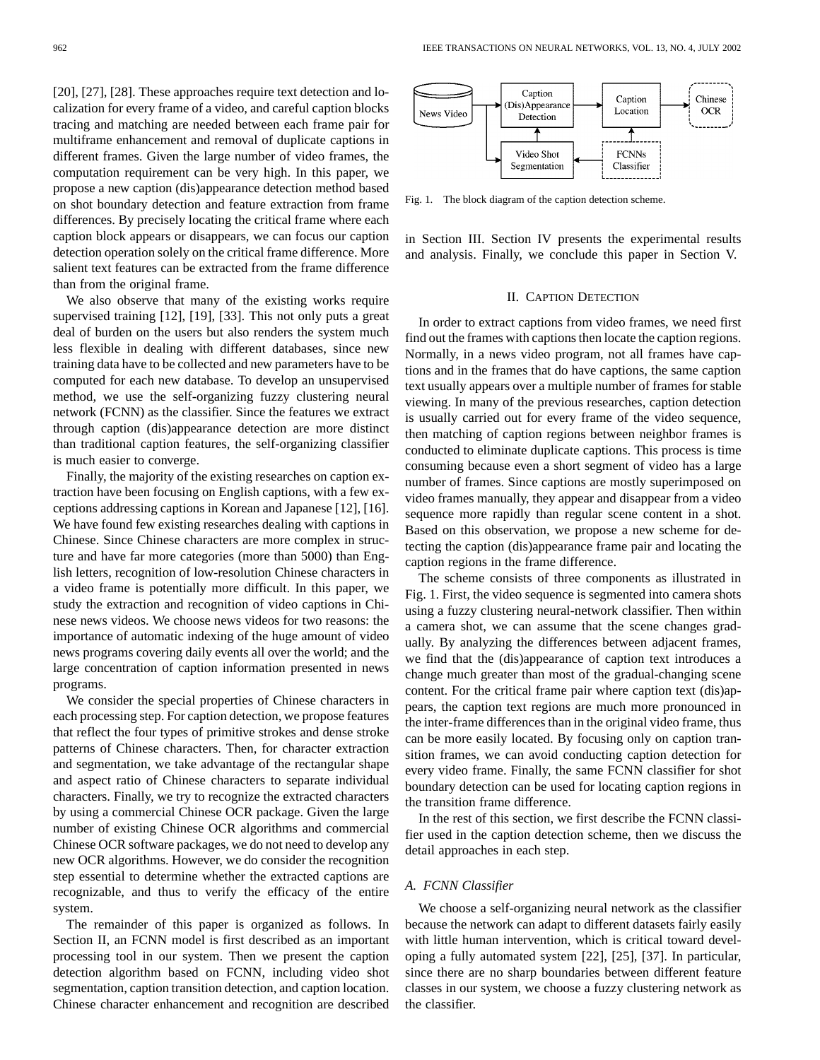[20], [27], [28]. These approaches require text detection and localization for every frame of a video, and careful caption blocks tracing and matching are needed between each frame pair for multiframe enhancement and removal of duplicate captions in different frames. Given the large number of video frames, the computation requirement can be very high. In this paper, we propose a new caption (dis)appearance detection method based on shot boundary detection and feature extraction from frame differences. By precisely locating the critical frame where each caption block appears or disappears, we can focus our caption detection operation solely on the critical frame difference. More salient text features can be extracted from the frame difference than from the original frame.

We also observe that many of the existing works require supervised training [12], [19], [33]. This not only puts a great deal of burden on the users but also renders the system much less flexible in dealing with different databases, since new training data have to be collected and new parameters have to be computed for each new database. To develop an unsupervised method, we use the self-organizing fuzzy clustering neural network (FCNN) as the classifier. Since the features we extract through caption (dis)appearance detection are more distinct than traditional caption features, the self-organizing classifier is much easier to converge.

Finally, the majority of the existing researches on caption extraction have been focusing on English captions, with a few exceptions addressing captions in Korean and Japanese [12], [16]. We have found few existing researches dealing with captions in Chinese. Since Chinese characters are more complex in structure and have far more categories (more than 5000) than English letters, recognition of low-resolution Chinese characters in a video frame is potentially more difficult. In this paper, we study the extraction and recognition of video captions in Chinese news videos. We choose news videos for two reasons: the importance of automatic indexing of the huge amount of video news programs covering daily events all over the world; and the large concentration of caption information presented in news programs.

We consider the special properties of Chinese characters in each processing step. For caption detection, we propose features that reflect the four types of primitive strokes and dense stroke patterns of Chinese characters. Then, for character extraction and segmentation, we take advantage of the rectangular shape and aspect ratio of Chinese characters to separate individual characters. Finally, we try to recognize the extracted characters by using a commercial Chinese OCR package. Given the large number of existing Chinese OCR algorithms and commercial Chinese OCR software packages, we do not need to develop any new OCR algorithms. However, we do consider the recognition step essential to determine whether the extracted captions are recognizable, and thus to verify the efficacy of the entire system.

The remainder of this paper is organized as follows. In Section II, an FCNN model is first described as an important processing tool in our system. Then we present the caption detection algorithm based on FCNN, including video shot segmentation, caption transition detection, and caption location. Chinese character enhancement and recognition are described in Section III. Section IV presents the experimental results and analysis. Finally, we conclude this paper in Section V.

Fig. 1. The block diagram of the caption detection scheme.

## II. Caption Detection

In order to extract captions from video frames, we need first find out the frames with captions then locate the caption regions. Normally, in a news video program, not all frames have captions and in the frames that do have captions, the same caption text usually appears over a multiple number of frames for stable viewing. In many of the previous researches, caption detection is usually carried out for every frame of the video sequence, then matching of caption regions between neighbor frames is conducted to eliminate duplicate captions. This process is time consuming because even a short segment of video has a large number of frames. Since captions are mostly superimposed on video frames manually, they appear and disappear from a video sequence more rapidly than regular scene content in a shot. Based on this observation, we propose a new scheme for detecting the caption (dis)appearance frame pair and locating the caption regions in the frame difference.

The scheme consists of three components as illustrated in Fig. 1. First, the video sequence is segmented into camera shots using a fuzzy clustering neural-network classifier. Then within a camera shot, we can assume that the scene changes gradually. By analyzing the differences between adjacent frames, we find that the (dis)appearance of caption text introduces a change much greater than most of the gradual-changing scene content. For the critical frame pair where caption text (dis)appears, the caption text regions are much more pronounced in the inter-frame differences than in the original video frame, thus can be more easily located. By focusing only on caption transition frames, we can avoid conducting caption detection for every video frame. Finally, the same FCNN classifier for shot boundary detection can be used for locating caption regions in the transition frame difference.

In the rest of this section, we first describe the FCNN classifier used in the caption detection scheme, then we discuss the detail approaches in each step.

### A. FCNN Classifier

We choose a self-organizing neural network as the classifier because the network can adapt to different datasets fairly easily with little human intervention, which is critical toward developing a fully automated system [22], [25], [37]. In particular, since there are no sharp boundaries between different feature classes in our system, we choose a fuzzy clustering network as the classifier.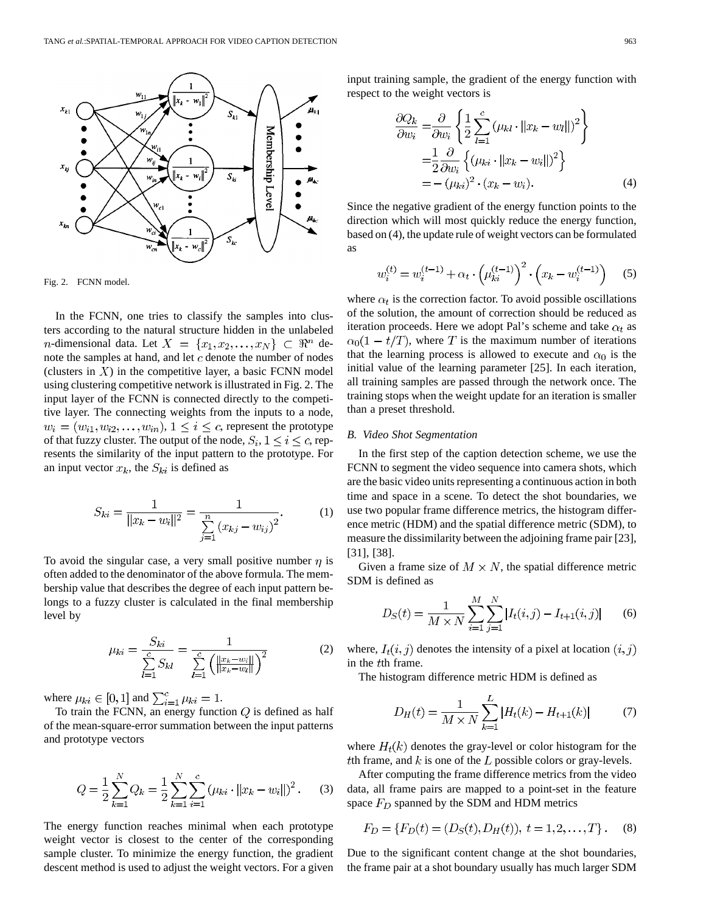Fig. 2. FCNN model.

In the FCNN, one tries to classify the samples into clusters according to the natural structure hidden in the unlabeled $n$-dimensional data. Let $X = \{x_1, x_2, \ldots, x_N\} \subset \Re^n$ denote the samples at hand, and let $c$ denote the number of nodes (clusters in $X$) in the competitive layer, a basic FCNN model using clustering competitive network is illustrated in Fig. 2. The input layer of the FCNN is connected directly to the competitive layer. The connecting weights from the inputs to a node, $w_i = (w_{i1}, w_{i2}, \ldots, w_{in})$, $1 \leq i \leq c$, represent the prototype of that fuzzy cluster. The output of the node, $S_i$, $1 \leq i \leq c$, represents the similarity of the input pattern to the prototype. For an input vector $x_k$, the $S_{ki}$ is defined as

$$S_{ki} = \frac{1}{\|x_k - w_i\|^2} = \frac{1}{\sum_{j=1}^{n} (x_{kj} - w_{ij})^2}. \tag{1}$$

To avoid the singular case, a very small positive number $\eta$ is often added to the denominator of the above formula. The membership value that describes the degree of each input pattern belongs to a fuzzy cluster is calculated in the final membership level by

$$\mu_{ki} = \frac{S_{ki}}{\sum_{l=1}^{c} S_{kl}} = \frac{1}{\sum_{l=1}^{c} \left( \frac{\|x_k - w_i\|}{\|x_k - w_l\|} \right)^2} \tag{2}$$

where $\mu_{ki} \in [0, 1]$ and $\sum_{i=1}^{c} \mu_{ki} = 1$.

To train the FCNN, an energy function $Q$ is defined as half of the mean-square-error summation between the input patterns and prototype vectors

$$Q = \frac{1}{2} \sum_{k=1}^{N} Q_k = \frac{1}{2} \sum_{k=1}^{N} \sum_{i=1}^{c} (\mu_{ki} \cdot \|x_k - w_i\|)^2 . \tag{3}$$

The energy function reaches minimal when each prototype weight vector is closest to the center of the corresponding sample cluster. To minimize the energy function, the gradient descent method is used to adjust the weight vectors. For a given input training sample, the gradient of the energy function with respect to the weight vectors is

$$\begin{aligned} \frac{\partial Q_k}{\partial w_i} &= \frac{\partial}{\partial w_i} \left\{ \frac{1}{2} \sum_{l=1}^{c} (\mu_{kl} \cdot \|x_k - w_l\|)^2 \right\} \\ &= \frac{1}{2} \frac{\partial}{\partial w_i} \left\{ (\mu_{ki} \cdot \|x_k - w_i\|)^2 \right\} \\ &= -(\mu_{ki})^2 \cdot (x_k - w_i). \end{aligned} \tag{4}$$

Since the negative gradient of the energy function points to the direction which will most quickly reduce the energy function, based on (4), the update rule of weight vectors can be formulated as

$$w_i^{(t)} = w_i^{(t-1)} + \alpha_t \cdot \left( \mu_{ki}^{(t-1)} \right)^2 \cdot \left( x_k - w_i^{(t-1)} \right) \tag{5}$$

where $\alpha_t$ is the correction factor. To avoid possible oscillations of the solution, the amount of correction should be reduced as iteration proceeds. Here we adopt Pal's scheme and take $\alpha_t$ as $\alpha_0(1 - t/T)$, where $T$ is the maximum number of iterations that the learning process is allowed to execute and $\alpha_0$ is the initial value of the learning parameter [25]. In each iteration, all training samples are passed through the network once. The training stops when the weight update for an iteration is smaller than a preset threshold.

### B. Video Shot Segmentation

In the first step of the caption detection scheme, we use the FCNN to segment the video sequence into camera shots, which are the basic video units representing a continuous action in both time and space in a scene. To detect the shot boundaries, we use two popular frame difference metrics, the histogram difference metric (HDM) and the spatial difference metric (SDM), to measure the dissimilarity between the adjoining frame pair [23], [31], [38].

Given a frame size of $M \times N$, the spatial difference metric SDM is defined as

$$D_S(t) = \frac{1}{M \times N} \sum_{i=1}^{M} \sum_{j=1}^{N} |I_t(i,j) - I_{t+1}(i,j)| \tag{6}$$

where, $I_t(i,j)$ denotes the intensity of a pixel at location $(i,j)$ in the $t$th frame.

The histogram difference metric HDM is defined as

$$D_H(t) = \frac{1}{M \times N} \sum_{k=1}^{L} |H_t(k) - H_{t+1}(k)| \tag{7}$$

where $H_t(k)$ denotes the gray-level or color histogram for the $t$th frame, and $k$ is one of the $L$ possible colors or gray-levels.

After computing the frame difference metrics from the video data, all frame pairs are mapped to a point-set in the feature space $F_D$ spanned by the SDM and HDM metrics

$$F_D = \{F_D(t) = (D_S(t), D_H(t)),\ t = 1, 2, \ldots, T\}. \tag{8}$$

Due to the significant content change at the shot boundaries, the frame pair at a shot boundary usually has much larger SDM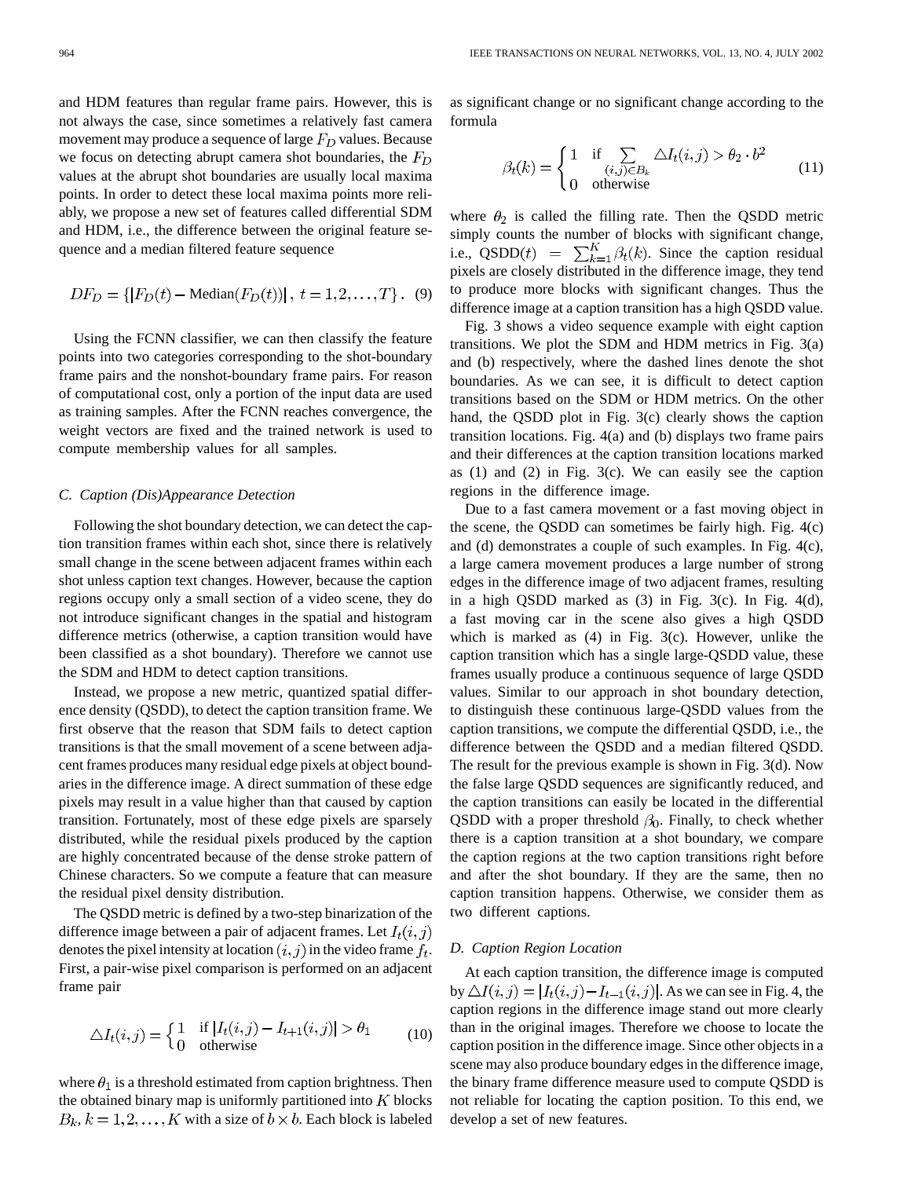and HDM features than regular frame pairs. However, this is not always the case, since sometimes a relatively fast camera movement may produce a sequence of large $F_D$ values. Because we focus on detecting abrupt camera shot boundaries, the $F_D$ values at the abrupt shot boundaries are usually local maxima points. In order to detect these local maxima points more reliably, we propose a new set of features called differential SDM and HDM, i.e., the difference between the original feature sequence and a median filtered feature sequence

$$DF_D = \{|F_D(t) - \text{Median}(F_D(t))|,\ t = 1, 2, \ldots, T\}. \quad (9)$$

Using the FCNN classifier, we can then classify the feature points into two categories corresponding to the shot-boundary frame pairs and the nonshot-boundary frame pairs. For reason of computational cost, only a portion of the input data are used as training samples. After the FCNN reaches convergence, the weight vectors are fixed and the trained network is used to compute membership values for all samples.

### *C. Caption (Dis)Appearance Detection*

Following the shot boundary detection, we can detect the caption transition frames within each shot, since there is relatively small change in the scene between adjacent frames within each shot unless caption text changes. However, because the caption regions occupy only a small section of a video scene, they do not introduce significant changes in the spatial and histogram difference metrics (otherwise, a caption transition would have been classified as a shot boundary). Therefore we cannot use the SDM and HDM to detect caption transitions.

Instead, we propose a new metric, quantized spatial difference density (QSDD), to detect the caption transition frame. We first observe that the reason that SDM fails to detect caption transitions is that the small movement of a scene between adjacent frames produces many residual edge pixels at object boundaries in the difference image. A direct summation of these edge pixels may result in a value higher than that caused by caption transition. Fortunately, most of these edge pixels are sparsely distributed, while the residual pixels produced by the caption are highly concentrated because of the dense stroke pattern of Chinese characters. So we compute a feature that can measure the residual pixel density distribution.

The QSDD metric is defined by a two-step binarization of the difference image between a pair of adjacent frames. Let $I_t(i, j)$ denotes the pixel intensity at location $(i, j)$ in the video frame $f_t$. First, a pair-wise pixel comparison is performed on an adjacent frame pair

$$\triangle I_t(i,j) = \begin{cases} 1 & \text{if } |I_t(i,j) - I_{t+1}(i,j)| > \theta_1 \\ 0 & \text{otherwise} \end{cases} \quad (10)$$

where $\theta_1$ is a threshold estimated from caption brightness. Then the obtained binary map is uniformly partitioned into $K$ blocks $B_k, k = 1, 2, \ldots, K$ with a size of $b \times b$. Each block is labeled as significant change or no significant change according to the formula

$$\beta_t(k) = \begin{cases} 1 & \text{if } \sum_{(i,j) \in B_k} \triangle I_t(i,j) > \theta_2 \cdot b^2 \\ 0 & \text{otherwise} \end{cases} \quad (11)$$

where $\theta_2$ is called the filling rate. Then the QSDD metric simply counts the number of blocks with significant change, i.e., $\text{QSDD}(t) = \sum_{k=1}^{K} \beta_t(k)$. Since the caption residual pixels are closely distributed in the difference image, they tend to produce more blocks with significant changes. Thus the difference image at a caption transition has a high QSDD value.

Fig. 3 shows a video sequence example with eight caption transitions. We plot the SDM and HDM metrics in Fig. 3(a) and (b) respectively, where the dashed lines denote the shot boundaries. As we can see, it is difficult to detect caption transitions based on the SDM or HDM metrics. On the other hand, the QSDD plot in Fig. 3(c) clearly shows the caption transition locations. Fig. 4(a) and (b) displays two frame pairs and their differences at the caption transition locations marked as (1) and (2) in Fig. 3(c). We can easily see the caption regions in the difference image.

Due to a fast camera movement or a fast moving object in the scene, the QSDD can sometimes be fairly high. Fig. 4(c) and (d) demonstrates a couple of such examples. In Fig. 4(c), a large camera movement produces a large number of strong edges in the difference image of two adjacent frames, resulting in a high QSDD marked as (3) in Fig. 3(c). In Fig. 4(d), a fast moving car in the scene also gives a high QSDD which is marked as (4) in Fig. 3(c). However, unlike the caption transition which has a single large-QSDD value, these frames usually produce a continuous sequence of large QSDD values. Similar to our approach in shot boundary detection, to distinguish these continuous large-QSDD values from the caption transitions, we compute the differential QSDD, i.e., the difference between the QSDD and a median filtered QSDD. The result for the previous example is shown in Fig. 3(d). Now the false large QSDD sequences are significantly reduced, and the caption transitions can easily be located in the differential QSDD with a proper threshold $\beta_0$. Finally, to check whether there is a caption transition at a shot boundary, we compare the caption regions at the two caption transitions right before and after the shot boundary. If they are the same, then no caption transition happens. Otherwise, we consider them as two different captions.

### *D. Caption Region Location*

At each caption transition, the difference image is computed by $\triangle I(i, j) = |I_t(i, j) - I_{t-1}(i, j)|$. As we can see in Fig. 4, the caption regions in the difference image stand out more clearly than in the original images. Therefore we choose to locate the caption position in the difference image. Since other objects in a scene may also produce boundary edges in the difference image, the binary frame difference measure used to compute QSDD is not reliable for locating the caption position. To this end, we develop a set of new features.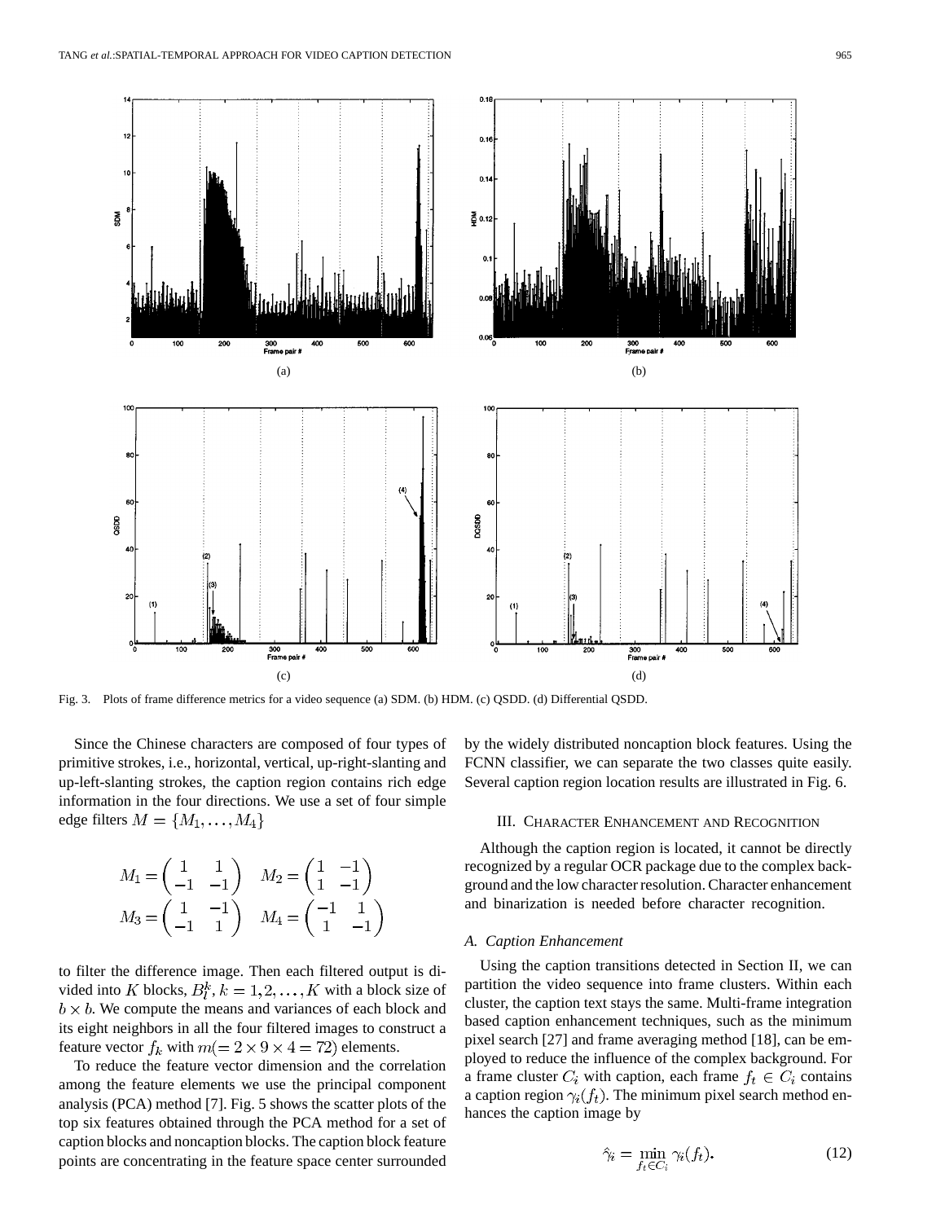Fig. 3. Plots of frame difference metrics for a video sequence (a) SDM. (b) HDM. (c) QSDD. (d) Differential QSDD.

Since the Chinese characters are composed of four types of primitive strokes, i.e., horizontal, vertical, up-right-slanting and up-left-slanting strokes, the caption region contains rich edge information in the four directions. We use a set of four simple edge filters $M = \{M_1, \ldots, M_4\}$

$$M_1 = \begin{pmatrix} 1 & 1 \\ -1 & -1 \end{pmatrix} \quad M_2 = \begin{pmatrix} 1 & -1 \\ 1 & -1 \end{pmatrix}$$
$$M_3 = \begin{pmatrix} 1 & -1 \\ -1 & 1 \end{pmatrix} \quad M_4 = \begin{pmatrix} -1 & 1 \\ 1 & -1 \end{pmatrix}$$

to filter the difference image. Then each filtered output is divided into $K$ blocks, $B_l^k, k = 1, 2, \ldots, K$ with a block size of $b \times b$. We compute the means and variances of each block and its eight neighbors in all the four filtered images to construct a feature vector $f_k$ with $m(= 2 \times 9 \times 4 = 72)$ elements.

To reduce the feature vector dimension and the correlation among the feature elements we use the principal component analysis (PCA) method [7]. Fig. 5 shows the scatter plots of the top six features obtained through the PCA method for a set of caption blocks and noncaption blocks. The caption block feature points are concentrating in the feature space center surrounded by the widely distributed noncaption block features. Using the FCNN classifier, we can separate the two classes quite easily. Several caption region location results are illustrated in Fig. 6.

## III. Character Enhancement and Recognition

Although the caption region is located, it cannot be directly recognized by a regular OCR package due to the complex background and the low character resolution. Character enhancement and binarization is needed before character recognition.

### A. Caption Enhancement

Using the caption transitions detected in Section II, we can partition the video sequence into frame clusters. Within each cluster, the caption text stays the same. Multi-frame integration based caption enhancement techniques, such as the minimum pixel search [27] and frame averaging method [18], can be employed to reduce the influence of the complex background. For a frame cluster $C_i$ with caption, each frame $f_t \in C_i$ contains a caption region $\gamma_i(f_t)$. The minimum pixel search method enhances the caption image by

$$\hat{\gamma}_i = \min_{f_t \in C_i} \gamma_i(f_t). \tag{12}$$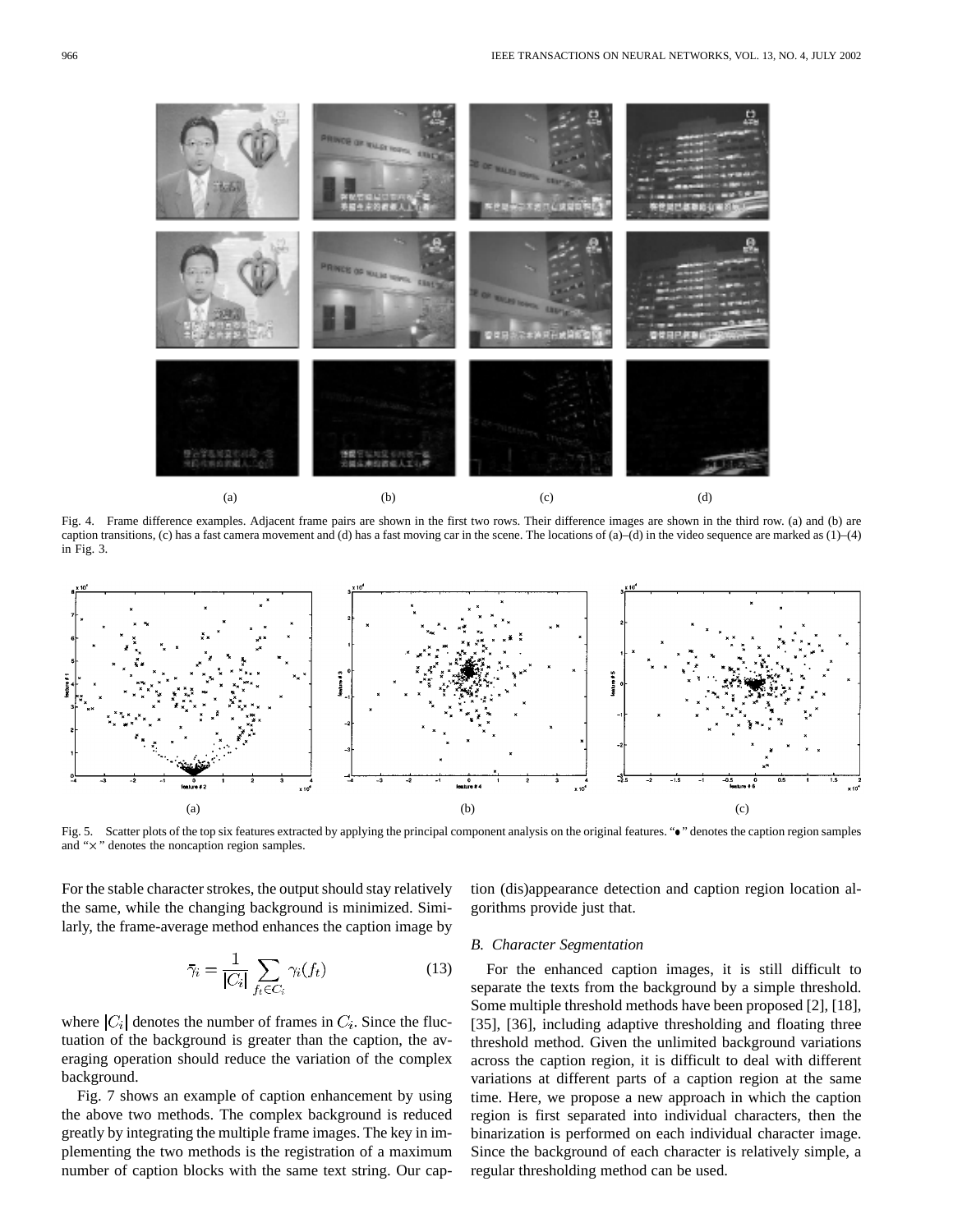Fig. 4. Frame difference examples. Adjacent frame pairs are shown in the first two rows. Their difference images are shown in the third row. (a) and (b) are caption transitions, (c) has a fast camera movement and (d) has a fast moving car in the scene. The locations of (a)–(d) in the video sequence are marked as (1)–(4) in Fig. 3.

Fig. 5. Scatter plots of the top six features extracted by applying the principal component analysis on the original features. "•" denotes the caption region samples and "×" denotes the noncaption region samples.

For the stable character strokes, the output should stay relatively the same, while the changing background is minimized. Similarly, the frame-average method enhances the caption image by

$$\bar{\gamma}_i = \frac{1}{|C_i|} \sum_{f_t \in C_i} \gamma_i(f_t) \tag{13}$$

where $|C_i|$ denotes the number of frames in $C_i$. Since the fluctuation of the background is greater than the caption, the averaging operation should reduce the variation of the complex background.

Fig. 7 shows an example of caption enhancement by using the above two methods. The complex background is reduced greatly by integrating the multiple frame images. The key in implementing the two methods is the registration of a maximum number of caption blocks with the same text string. Our caption (dis)appearance detection and caption region location algorithms provide just that.

### *B. Character Segmentation*

For the enhanced caption images, it is still difficult to separate the texts from the background by a simple threshold. Some multiple threshold methods have been proposed [2], [18], [35], [36], including adaptive thresholding and floating three threshold method. Given the unlimited background variations across the caption region, it is difficult to deal with different variations at different parts of a caption region at the same time. Here, we propose a new approach in which the caption region is first separated into individual characters, then the binarization is performed on each individual character image. Since the background of each character is relatively simple, a regular thresholding method can be used.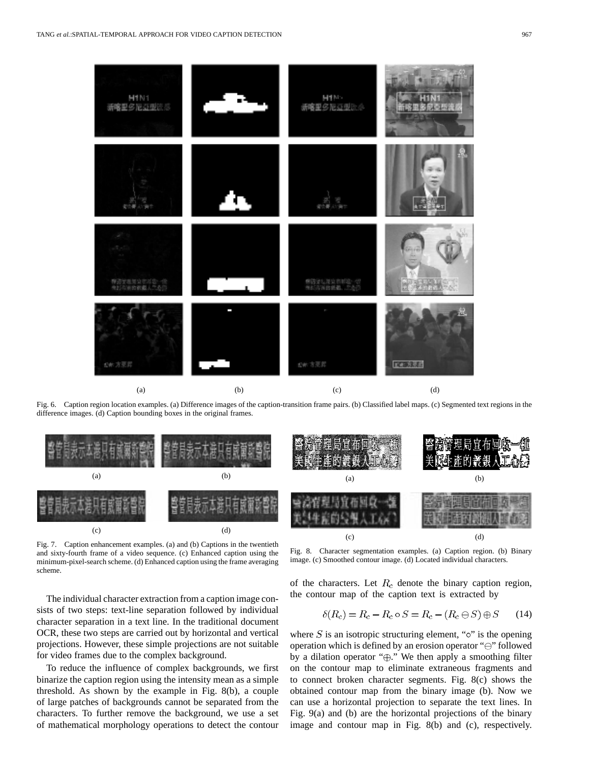Fig. 6. Caption region location examples. (a) Difference images of the caption-transition frame pairs. (b) Classified label maps. (c) Segmented text regions in the difference images. (d) Caption bounding boxes in the original frames.

Fig. 7. Caption enhancement examples. (a) and (b) Captions in the twentieth and sixty-fourth frame of a video sequence. (c) Enhanced caption using the minimum-pixel-search scheme. (d) Enhanced caption using the frame averaging scheme.

Fig. 8. Character segmentation examples. (a) Caption region. (b) Binary image. (c) Smoothed contour image. (d) Located individual characters.

The individual character extraction from a caption image consists of two steps: text-line separation followed by individual character separation in a text line. In the traditional document OCR, these two steps are carried out by horizontal and vertical projections. However, these simple projections are not suitable for video frames due to the complex background.

To reduce the influence of complex backgrounds, we first binarize the caption region using the intensity mean as a simple threshold. As shown by the example in Fig. 8(b), a couple of large patches of backgrounds cannot be separated from the characters. To further remove the background, we use a set of mathematical morphology operations to detect the contour of the characters. Let $R_c$ denote the binary caption region, the contour map of the caption text is extracted by

$$\delta(R_c) = R_c - R_c \circ S = R_c - (R_c \ominus S) \oplus S \tag{14}$$

where $S$ is an isotropic structuring element, "$\circ$" is the opening operation which is defined by an erosion operator "$\ominus$" followed by a dilation operator "$\oplus$." We then apply a smoothing filter on the contour map to eliminate extraneous fragments and to connect broken character segments. Fig. 8(c) shows the obtained contour map from the binary image (b). Now we can use a horizontal projection to separate the text lines. In Fig. 9(a) and (b) are the horizontal projections of the binary image and contour map in Fig. 8(b) and (c), respectively.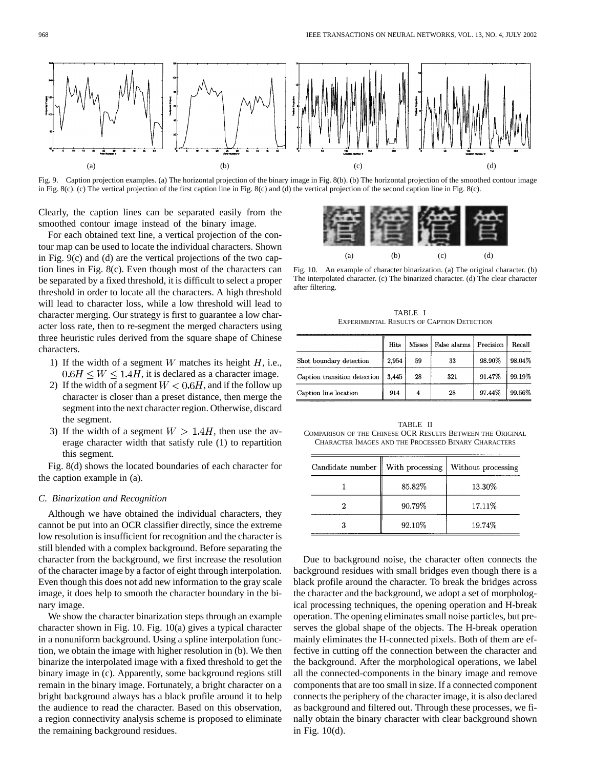Fig. 9. Caption projection examples. (a) The horizontal projection of the binary image in Fig. 8(b). (b) The horizontal projection of the smoothed contour image in Fig. 8(c). (c) The vertical projection of the first caption line in Fig. 8(c) and (d) the vertical projection of the second caption line in Fig. 8(c).

Clearly, the caption lines can be separated easily from the smoothed contour image instead of the binary image.

For each obtained text line, a vertical projection of the contour map can be used to locate the individual characters. Shown in Fig. 9(c) and (d) are the vertical projections of the two caption lines in Fig. 8(c). Even though most of the characters can be separated by a fixed threshold, it is difficult to select a proper threshold in order to locate all the characters. A high threshold will lead to character loss, while a low threshold will lead to character merging. Our strategy is first to guarantee a low character loss rate, then to re-segment the merged characters using three heuristic rules derived from the square shape of Chinese characters.

1) If the width of a segment $W$ matches its height $H$, i.e., $0.6H \le W \le 1.4H$, it is declared as a character image.
2) If the width of a segment $W < 0.6H$, and if the follow up character is closer than a preset distance, then merge the segment into the next character region. Otherwise, discard the segment.
3) If the width of a segment $W > 1.4H$, then use the average character width that satisfy rule (1) to repartition this segment.

Fig. 8(d) shows the located boundaries of each character for the caption example in (a).

### C. Binarization and Recognition

Although we have obtained the individual characters, they cannot be put into an OCR classifier directly, since the extreme low resolution is insufficient for recognition and the character is still blended with a complex background. Before separating the character from the background, we first increase the resolution of the character image by a factor of eight through interpolation. Even though this does not add new information to the gray scale image, it does help to smooth the character boundary in the binary image.

We show the character binarization steps through an example character shown in Fig. 10. Fig. 10(a) gives a typical character in a nonuniform background. Using a spline interpolation function, we obtain the image with higher resolution in (b). We then binarize the interpolated image with a fixed threshold to get the binary image in (c). Apparently, some background regions still remain in the binary image. Fortunately, a bright character on a bright background always has a black profile around it to help the audience to read the character. Based on this observation, a region connectivity analysis scheme is proposed to eliminate the remaining background residues.

Fig. 10. An example of character binarization. (a) The original character. (b) The interpolated character. (c) The binarized character. (d) The clear character after filtering.

TABLE I
EXPERIMENTAL RESULTS OF CAPTION DETECTION

| | Hits | Misses | False alarms | Precision | Recall |
|---|---|---|---|---|---|
| Shot boundary detection | 2,954 | 59 | 33 | 98.90% | 98.04% |
| Caption transition detection | 3,445 | 28 | 321 | 91.47% | 99.19% |
| Caption line location | 914 | 4 | 28 | 97.44% | 99.56% |

TABLE II
COMPARISON OF THE CHINESE OCR RESULTS BETWEEN THE ORIGINAL CHARACTER IMAGES AND THE PROCESSED BINARY CHARACTERS

| Candidate number | With processing | Without processing |
|---|---|---|
| 1 | 85.82% | 13.30% |
| 2 | 90.79% | 17.11% |
| 3 | 92.10% | 19.74% |

Due to background noise, the character often connects the background residues with small bridges even though there is a black profile around the character. To break the bridges across the character and the background, we adopt a set of morphological processing techniques, the opening operation and H-break operation. The opening eliminates small noise particles, but preserves the global shape of the objects. The H-break operation mainly eliminates the H-connected pixels. Both of them are effective in cutting off the connection between the character and the background. After the morphological operations, we label all the connected-components in the binary image and remove components that are too small in size. If a connected component connects the periphery of the character image, it is also declared as background and filtered out. Through these processes, we finally obtain the binary character with clear background shown in Fig. 10(d).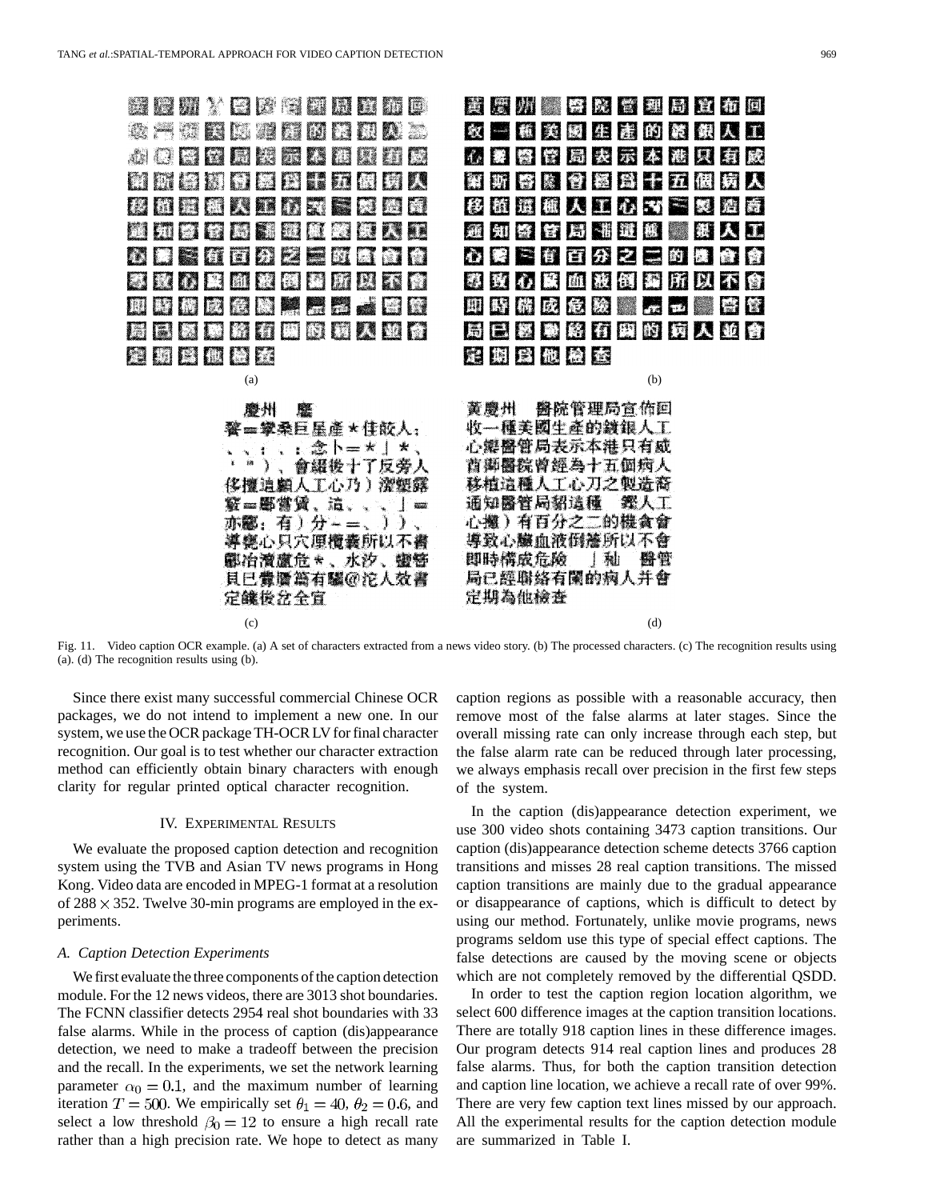Fig. 11. Video caption OCR example. (a) A set of characters extracted from a news video story. (b) The processed characters. (c) The recognition results using (a). (d) The recognition results using (b).

Since there exist many successful commercial Chinese OCR packages, we do not intend to implement a new one. In our system, we use the OCR package TH-OCR LV for final character recognition. Our goal is to test whether our character extraction method can efficiently obtain binary characters with enough clarity for regular printed optical character recognition.

## IV. Experimental Results

We evaluate the proposed caption detection and recognition system using the TVB and Asian TV news programs in Hong Kong. Video data are encoded in MPEG-1 format at a resolution of $288 \times 352$. Twelve 30-min programs are employed in the experiments.

### A. Caption Detection Experiments

We first evaluate the three components of the caption detection module. For the 12 news videos, there are 3013 shot boundaries. The FCNN classifier detects 2954 real shot boundaries with 33 false alarms. While in the process of caption (dis)appearance detection, we need to make a tradeoff between the precision and the recall. In the experiments, we set the network learning parameter $\alpha_0 = 0.1$, and the maximum number of learning iteration $T = 500$. We empirically set $\theta_1 = 40$, $\theta_2 = 0.6$, and select a low threshold $\beta_0 = 12$ to ensure a high recall rate rather than a high precision rate. We hope to detect as many caption regions as possible with a reasonable accuracy, then remove most of the false alarms at later stages. Since the overall missing rate can only increase through each step, but the false alarm rate can be reduced through later processing, we always emphasis recall over precision in the first few steps of the system.

In the caption (dis)appearance detection experiment, we use 300 video shots containing 3473 caption transitions. Our caption (dis)appearance detection scheme detects 3766 caption transitions and misses 28 real caption transitions. The missed caption transitions are mainly due to the gradual appearance or disappearance of captions, which is difficult to detect by using our method. Fortunately, unlike movie programs, news programs seldom use this type of special effect captions. The false detections are caused by the moving scene or objects which are not completely removed by the differential QSDD.

In order to test the caption region location algorithm, we select 600 difference images at the caption transition locations. There are totally 918 caption lines in these difference images. Our program detects 914 real caption lines and produces 28 false alarms. Thus, for both the caption transition detection and caption line location, we achieve a recall rate of over 99%. There are very few caption text lines missed by our approach. All the experimental results for the caption detection module are summarized in Table I.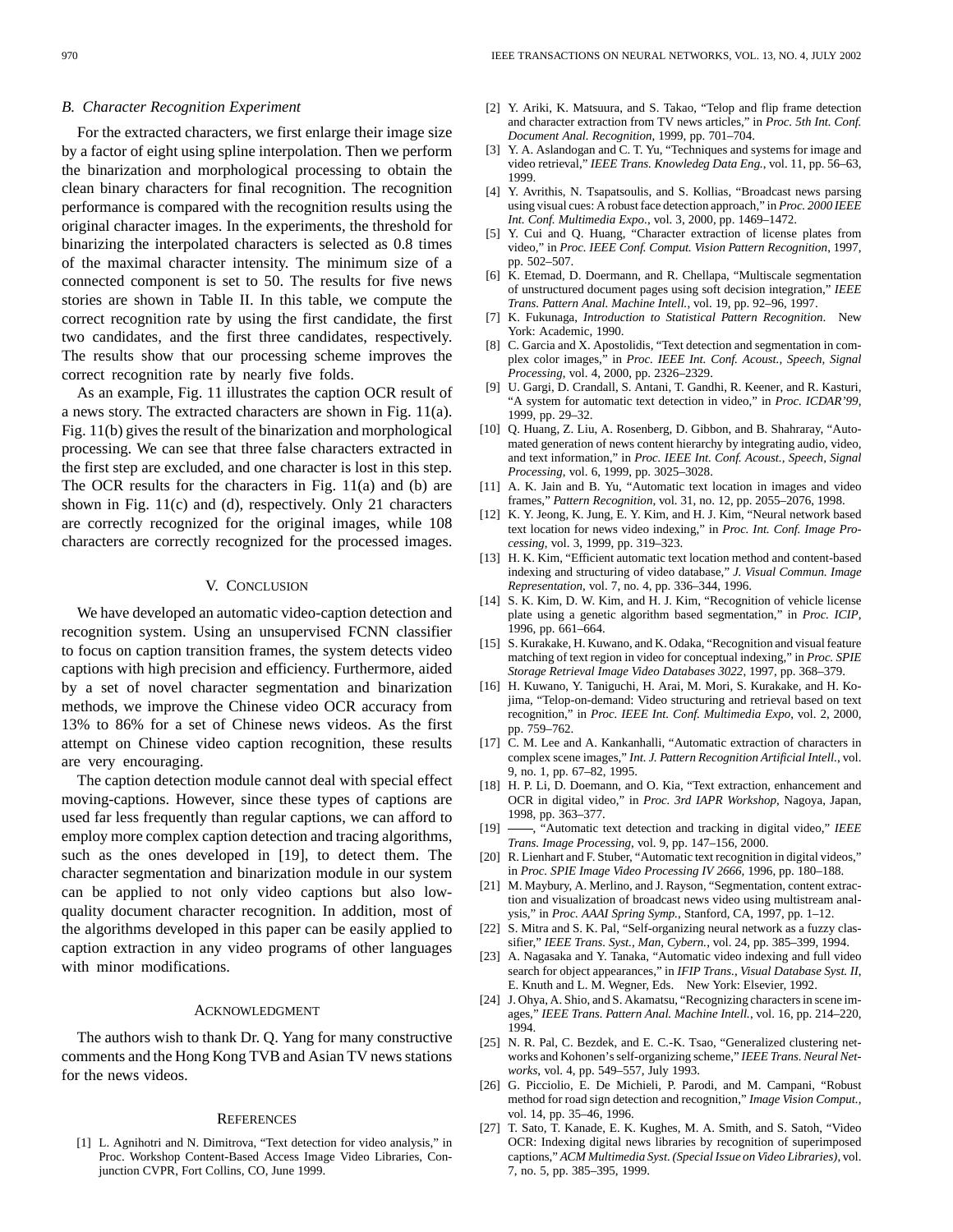### B. Character Recognition Experiment

For the extracted characters, we first enlarge their image size by a factor of eight using spline interpolation. Then we perform the binarization and morphological processing to obtain the clean binary characters for final recognition. The recognition performance is compared with the recognition results using the original character images. In the experiments, the threshold for binarizing the interpolated characters is selected as 0.8 times of the maximal character intensity. The minimum size of a connected component is set to 50. The results for five news stories are shown in Table II. In this table, we compute the correct recognition rate by using the first candidate, the first two candidates, and the first three candidates, respectively. The results show that our processing scheme improves the correct recognition rate by nearly five folds.

As an example, Fig. 11 illustrates the caption OCR result of a news story. The extracted characters are shown in Fig. 11(a). Fig. 11(b) gives the result of the binarization and morphological processing. We can see that three false characters extracted in the first step are excluded, and one character is lost in this step. The OCR results for the characters in Fig. 11(a) and (b) are shown in Fig. 11(c) and (d), respectively. Only 21 characters are correctly recognized for the original images, while 108 characters are correctly recognized for the processed images.

## V. Conclusion

We have developed an automatic video-caption detection and recognition system. Using an unsupervised FCNN classifier to focus on caption transition frames, the system detects video captions with high precision and efficiency. Furthermore, aided by a set of novel character segmentation and binarization methods, we improve the Chinese video OCR accuracy from 13% to 86% for a set of Chinese news videos. As the first attempt on Chinese video caption recognition, these results are very encouraging.

The caption detection module cannot deal with special effect moving-captions. However, since these types of captions are used far less frequently than regular captions, we can afford to employ more complex caption detection and tracing algorithms, such as the ones developed in [19], to detect them. The character segmentation and binarization module in our system can be applied to not only video captions but also low-quality document character recognition. In addition, most of the algorithms developed in this paper can be easily applied to caption extraction in any video programs of other languages with minor modifications.

## Acknowledgment

The authors wish to thank Dr. Q. Yang for many constructive comments and the Hong Kong TVB and Asian TV news stations for the news videos.

## References

[1] L. Agnihotri and N. Dimitrova, "Text detection for video analysis," in Proc. Workshop Content-Based Access Image Video Libraries, Conjunction CVPR, Fort Collins, CO, June 1999.

[2] Y. Ariki, K. Matsuura, and S. Takao, "Telop and flip frame detection and character extraction from TV news articles," in *Proc. 5th Int. Conf. Document Anal. Recognition*, 1999, pp. 701–704.

[3] Y. A. Aslandogan and C. T. Yu, "Techniques and systems for image and video retrieval," *IEEE Trans. Knowledeg Data Eng.*, vol. 11, pp. 56–63, 1999.

[4] Y. Avrithis, N. Tsapatsoulis, and S. Kollias, "Broadcast news parsing using visual cues: A robust face detection approach," in *Proc. 2000 IEEE Int. Conf. Multimedia Expo.*, vol. 3, 2000, pp. 1469–1472.

[5] Y. Cui and Q. Huang, "Character extraction of license plates from video," in *Proc. IEEE Conf. Comput. Vision Pattern Recognition*, 1997, pp. 502–507.

[6] K. Etemad, D. Doermann, and R. Chellapa, "Multiscale segmentation of unstructured document pages using soft decision integration," *IEEE Trans. Pattern Anal. Machine Intell.*, vol. 19, pp. 92–96, 1997.

[7] K. Fukunaga, *Introduction to Statistical Pattern Recognition*. New York: Academic, 1990.

[8] C. Garcia and X. Apostolidis, "Text detection and segmentation in complex color images," in *Proc. IEEE Int. Conf. Acoust., Speech, Signal Processing*, vol. 4, 2000, pp. 2326–2329.

[9] U. Gargi, D. Crandall, S. Antani, T. Gandhi, R. Keener, and R. Kasturi, "A system for automatic text detection in video," in *Proc. ICDAR'99*, 1999, pp. 29–32.

[10] Q. Huang, Z. Liu, A. Rosenberg, D. Gibbon, and B. Shahraray, "Automated generation of news content hierarchy by integrating audio, video, and text information," in *Proc. IEEE Int. Conf. Acoust., Speech, Signal Processing*, vol. 6, 1999, pp. 3025–3028.

[11] A. K. Jain and B. Yu, "Automatic text location in images and video frames," *Pattern Recognition*, vol. 31, no. 12, pp. 2055–2076, 1998.

[12] K. Y. Jeong, K. Jung, E. Y. Kim, and H. J. Kim, "Neural network based text location for news video indexing," in *Proc. Int. Conf. Image Processing*, vol. 3, 1999, pp. 319–323.

[13] H. K. Kim, "Efficient automatic text location method and content-based indexing and structuring of video database," *J. Visual Commun. Image Representation*, vol. 7, no. 4, pp. 336–344, 1996.

[14] S. K. Kim, D. W. Kim, and H. J. Kim, "Recognition of vehicle license plate using a genetic algorithm based segmentation," in *Proc. ICIP*, 1996, pp. 661–664.

[15] S. Kurakake, H. Kuwano, and K. Odaka, "Recognition and visual feature matching of text region in video for conceptual indexing," in *Proc. SPIE Storage Retrieval Image Video Databases 3022*, 1997, pp. 368–379.

[16] H. Kuwano, Y. Taniguchi, H. Arai, M. Mori, S. Kurakake, and H. Kojima, "Telop-on-demand: Video structuring and retrieval based on text recognition," in *Proc. IEEE Int. Conf. Multimedia Expo*, vol. 2, 2000, pp. 759–762.

[17] C. M. Lee and A. Kankanhalli, "Automatic extraction of characters in complex scene images," *Int. J. Pattern Recognition Artificial Intell.*, vol. 9, no. 1, pp. 67–82, 1995.

[18] H. P. Li, D. Doemann, and O. Kia, "Text extraction, enhancement and OCR in digital video," in *Proc. 3rd IAPR Workshop*, Nagoya, Japan, 1998, pp. 363–377.

[19] ——, "Automatic text detection and tracking in digital video," *IEEE Trans. Image Processing*, vol. 9, pp. 147–156, 2000.

[20] R. Lienhart and F. Stuber, "Automatic text recognition in digital videos," in *Proc. SPIE Image Video Processing IV 2666*, 1996, pp. 180–188.

[21] M. Maybury, A. Merlino, and J. Rayson, "Segmentation, content extraction and visualization of broadcast news video using multistream analysis," in *Proc. AAAI Spring Symp.*, Stanford, CA, 1997, pp. 1–12.

[22] S. Mitra and S. K. Pal, "Self-organizing neural network as a fuzzy classifier," *IEEE Trans. Syst., Man, Cybern.*, vol. 24, pp. 385–399, 1994.

[23] A. Nagasaka and Y. Tanaka, "Automatic video indexing and full video search for object appearances," in *IFIP Trans., Visual Database Syst. II*, E. Knuth and L. M. Wegner, Eds. New York: Elsevier, 1992.

[24] J. Ohya, A. Shio, and S. Akamatsu, "Recognizing characters in scene images," *IEEE Trans. Pattern Anal. Machine Intell.*, vol. 16, pp. 214–220, 1994.

[25] N. R. Pal, C. Bezdek, and E. C.-K. Tsao, "Generalized clustering networks and Kohonen's self-organizing scheme," *IEEE Trans. Neural Networks*, vol. 4, pp. 549–557, July 1993.

[26] G. Picciolio, E. De Michieli, P. Parodi, and M. Campani, "Robust method for road sign detection and recognition," *Image Vision Comput.*, vol. 14, pp. 35–46, 1996.

[27] T. Sato, T. Kanade, E. K. Kughes, M. A. Smith, and S. Satoh, "Video OCR: Indexing digital news libraries by recognition of superimposed captions," *ACM Multimedia Syst. (Special Issue on Video Libraries)*, vol. 7, no. 5, pp. 385–395, 1999.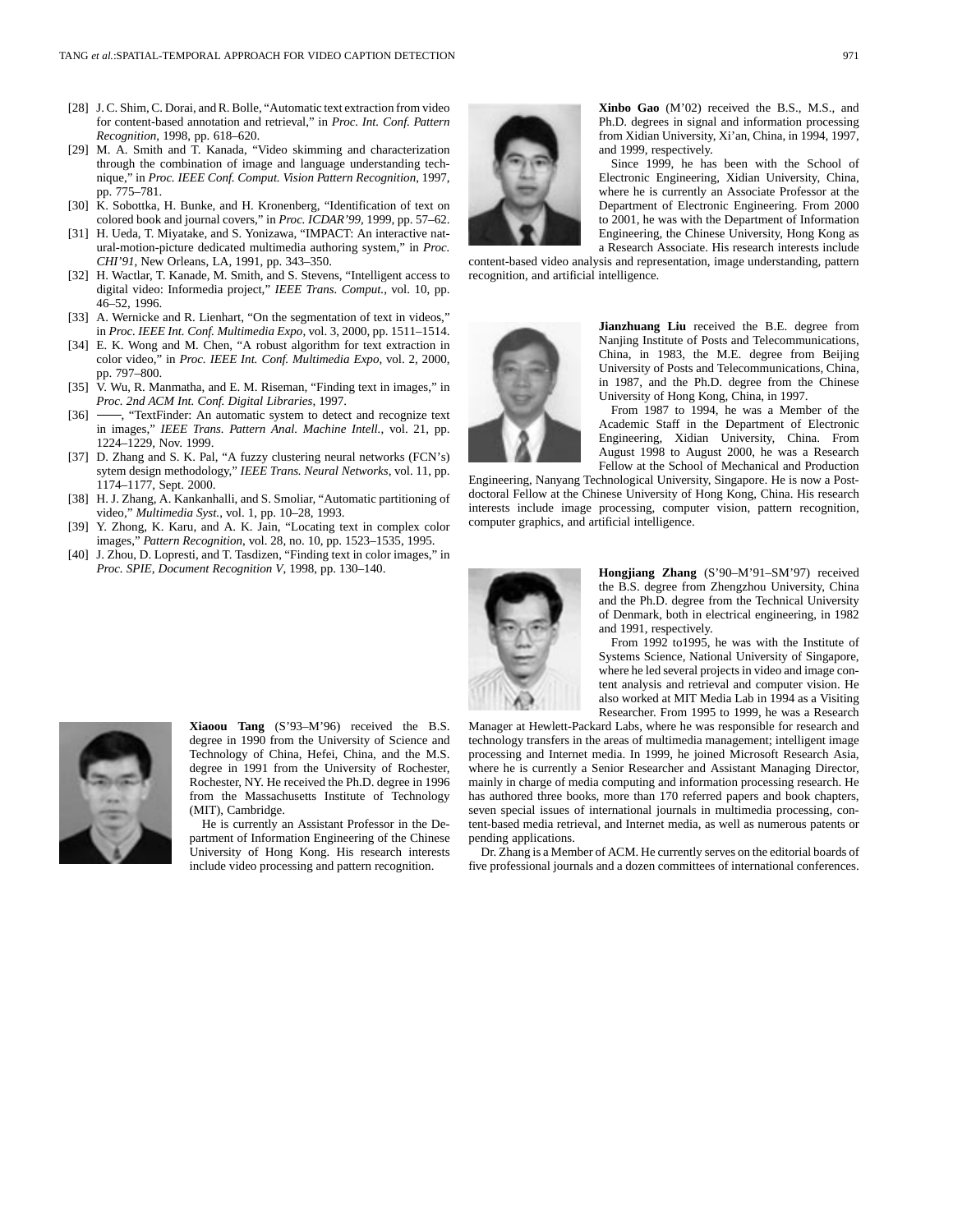[28] J. C. Shim, C. Dorai, and R. Bolle, "Automatic text extraction from video for content-based annotation and retrieval," in *Proc. Int. Conf. Pattern Recognition*, 1998, pp. 618–620.

[29] M. A. Smith and T. Kanada, "Video skimming and characterization through the combination of image and language understanding technique," in *Proc. IEEE Conf. Comput. Vision Pattern Recognition*, 1997, pp. 775–781.

[30] K. Sobottka, H. Bunke, and H. Kronenberg, "Identification of text on colored book and journal covers," in *Proc. ICDAR'99*, 1999, pp. 57–62.

[31] H. Ueda, T. Miyatake, and S. Yonizawa, "IMPACT: An interactive natural-motion-picture dedicated multimedia authoring system," in *Proc. CHI'91*, New Orleans, LA, 1991, pp. 343–350.

[32] H. Wactlar, T. Kanade, M. Smith, and S. Stevens, "Intelligent access to digital video: Informedia project," *IEEE Trans. Comput.*, vol. 10, pp. 46–52, 1996.

[33] A. Wernicke and R. Lienhart, "On the segmentation of text in videos," in *Proc. IEEE Int. Conf. Multimedia Expo*, vol. 3, 2000, pp. 1511–1514.

[34] E. K. Wong and M. Chen, "A robust algorithm for text extraction in color video," in *Proc. IEEE Int. Conf. Multimedia Expo*, vol. 2, 2000, pp. 797–800.

[35] V. Wu, R. Manmatha, and E. M. Riseman, "Finding text in images," in *Proc. 2nd ACM Int. Conf. Digital Libraries*, 1997.

[36] ——, "TextFinder: An automatic system to detect and recognize text in images," *IEEE Trans. Pattern Anal. Machine Intell.*, vol. 21, pp. 1224–1229, Nov. 1999.

[37] D. Zhang and S. K. Pal, "A fuzzy clustering neural networks (FCN's) sytem design methodology," *IEEE Trans. Neural Networks*, vol. 11, pp. 1174–1177, Sept. 2000.

[38] H. J. Zhang, A. Kankanhalli, and S. Smoliar, "Automatic partitioning of video," *Multimedia Syst.*, vol. 1, pp. 10–28, 1993.

[39] Y. Zhong, K. Karu, and A. K. Jain, "Locating text in complex color images," *Pattern Recognition*, vol. 28, no. 10, pp. 1523–1535, 1995.

[40] J. Zhou, D. Lopresti, and T. Tasdizen, "Finding text in color images," in *Proc. SPIE, Document Recognition V*, 1998, pp. 130–140.

**Xiaoou Tang** (S'93–M'96) received the B.S. degree in 1990 from the University of Science and Technology of China, Hefei, China, and the M.S. degree in 1991 from the University of Rochester, Rochester, NY. He received the Ph.D. degree in 1996 from the Massachusetts Institute of Technology (MIT), Cambridge.

He is currently an Assistant Professor in the Department of Information Engineering of the Chinese University of Hong Kong. His research interests include video processing and pattern recognition.

**Xinbo Gao** (M'02) received the B.S., M.S., and Ph.D. degrees in signal and information processing from Xidian University, Xi'an, China, in 1994, 1997, and 1999, respectively.

Since 1999, he has been with the School of Electronic Engineering, Xidian University, China, where he is currently an Associate Professor at the Department of Electronic Engineering. From 2000 to 2001, he was with the Department of Information Engineering, the Chinese University, Hong Kong as a Research Associate. His research interests include content-based video analysis and representation, image understanding, pattern recognition, and artificial intelligence.

**Jianzhuang Liu** received the B.E. degree from Nanjing Institute of Posts and Telecommunications, China, in 1983, the M.E. degree from Beijing University of Posts and Telecommunications, China, in 1987, and the Ph.D. degree from the Chinese University of Hong Kong, China, in 1997.

From 1987 to 1994, he was a Member of the Academic Staff in the Department of Electronic Engineering, Xidian University, China. From August 1998 to August 2000, he was a Research Fellow at the School of Mechanical and Production Engineering, Nanyang Technological University, Singapore. He is now a Post-doctoral Fellow at the Chinese University of Hong Kong, China. His research interests include image processing, computer vision, pattern recognition, computer graphics, and artificial intelligence.

**Hongjiang Zhang** (S'90–M'91–SM'97) received the B.S. degree from Zhengzhou University, China and the Ph.D. degree from the Technical University of Denmark, both in electrical engineering, in 1982 and 1991, respectively.

From 1992 to1995, he was with the Institute of Systems Science, National University of Singapore, where he led several projects in video and image content analysis and retrieval and computer vision. He also worked at MIT Media Lab in 1994 as a Visiting Researcher. From 1995 to 1999, he was a Research Manager at Hewlett-Packard Labs, where he was responsible for research and technology transfers in the areas of multimedia management; intelligent image processing and Internet media. In 1999, he joined Microsoft Research Asia, where he is currently a Senior Researcher and Assistant Managing Director, mainly in charge of media computing and information processing research. He has authored three books, more than 170 referred papers and book chapters, seven special issues of international journals in multimedia processing, content-based media retrieval, and Internet media, as well as numerous patents or pending applications.

Dr. Zhang is a Member of ACM. He currently serves on the editorial boards of five professional journals and a dozen committees of international conferences.